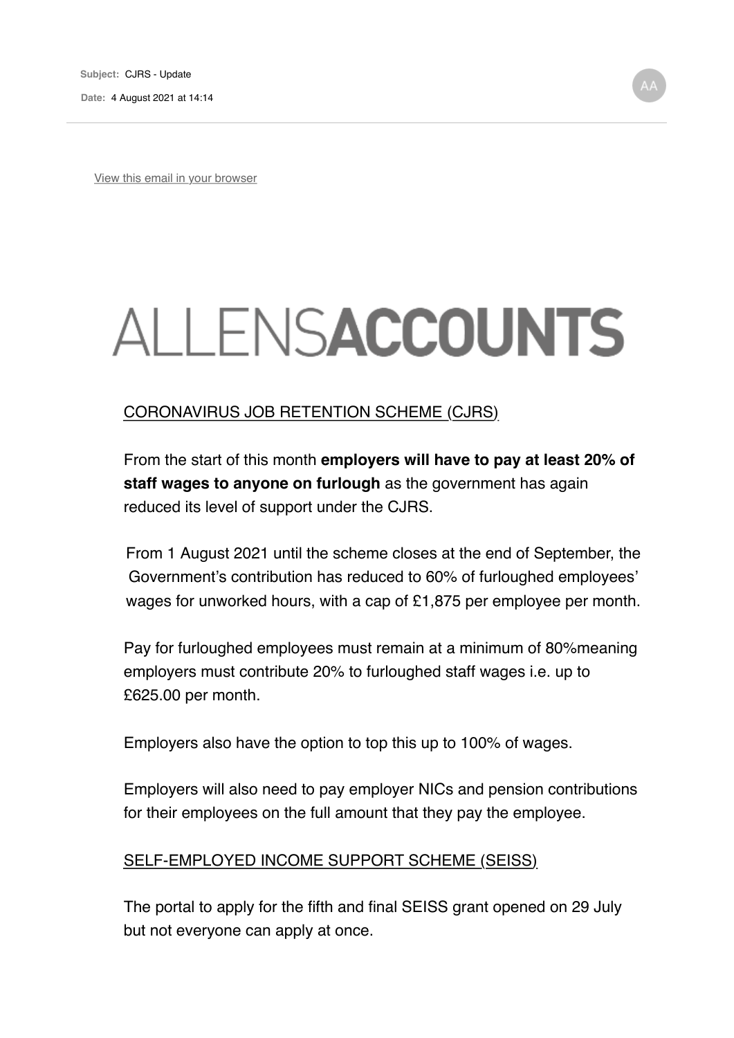**Subject:** CJRS - Update

**Date:** 4 August 2021 at 14:14

AA

View this email in your browser

# ALLENSACCOUNTS

## CORONAVIRUS JOB RETENTION SCHEME (CJRS)

From the start of this month **employers will have to pay at least 20% of staff wages to anyone on furlough** as the government has again reduced its level of support under the CJRS.

From 1 August 2021 until the scheme closes at the end of September, the Government's contribution has reduced to 60% of furloughed employees' wages for unworked hours, with a cap of £1,875 per employee per month.

Pay for furloughed employees must remain at a minimum of 80%meaning employers must contribute 20% to furloughed staff wages i.e. up to £625.00 per month.

Employers also have the option to top this up to 100% of wages.

Employers will also need to pay employer NICs and pension contributions for their employees on the full amount that they pay the employee.

## SELF-EMPLOYED INCOME SUPPORT SCHEME (SEISS)

The portal to apply for the fifth and final SEISS grant opened on 29 July but not everyone can apply at once.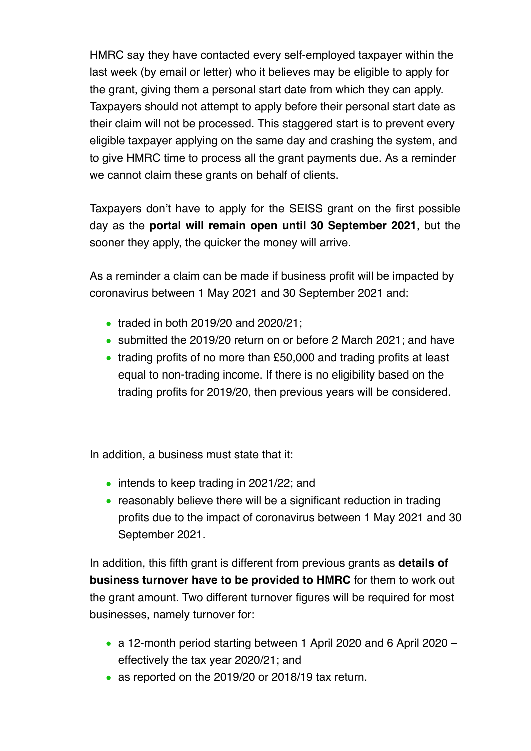HMRC say they have contacted every self-employed taxpayer within the last week (by email or letter) who it believes may be eligible to apply for the grant, giving them a personal start date from which they can apply. Taxpayers should not attempt to apply before their personal start date as their claim will not be processed. This staggered start is to prevent every eligible taxpayer applying on the same day and crashing the system, and to give HMRC time to process all the grant payments due. As a reminder we cannot claim these grants on behalf of clients.

Taxpayers don't have to apply for the SEISS grant on the first possible day as the **portal will remain open until 30 September 2021**, but the sooner they apply, the quicker the money will arrive.

As a reminder a claim can be made if business profit will be impacted by coronavirus between 1 May 2021 and 30 September 2021 and:

- traded in both 2019/20 and 2020/21;
- submitted the 2019/20 return on or before 2 March 2021; and have
- trading profits of no more than £50,000 and trading profits at least equal to non-trading income. If there is no eligibility based on the trading profits for 2019/20, then previous years will be considered.

In addition, a business must state that it:

- intends to keep trading in 2021/22; and
- reasonably believe there will be a significant reduction in trading profits due to the impact of coronavirus between 1 May 2021 and 30 September 2021.

In addition, this fifth grant is different from previous grants as **details of business turnover have to be provided to HMRC** for them to work out the grant amount. Two different turnover figures will be required for most businesses, namely turnover for:

- a 12-month period starting between 1 April 2020 and 6 April 2020 – effectively the tax year 2020/21; and
- as reported on the 2019/20 or 2018/19 tax return.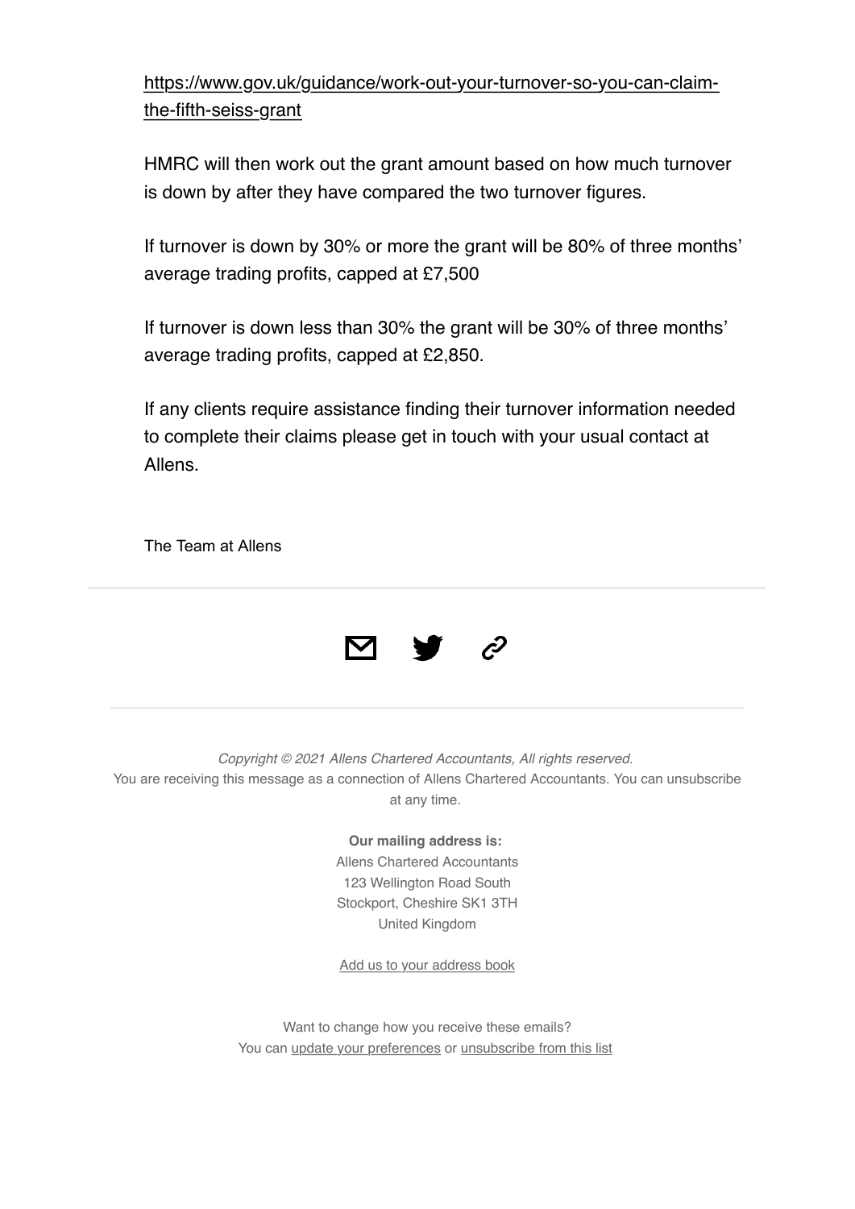https://www.gov.uk/guidance/work-out-your-turnover-so-you-can-claim-the-fifth-seiss-grant

HMRC will then work out the grant amount based on how much turnover is down by after they have compared the two turnover figures.

If turnover is down by 30% or more the grant will be 80% of three months' average trading profits, capped at £7,500

If turnover is down less than 30% the grant will be 30% of three months' average trading profits, capped at £2,850.

If any clients require assistance finding their turnover information needed to complete their claims please get in touch with your usual contact at Allens.

The Team at Allens

---

*Copyright © 2021 Allens Chartered Accountants, All rights reserved.*
You are receiving this message as a connection of Allens Chartered Accountants. You can unsubscribe at any time.

**Our mailing address is:**
Allens Chartered Accountants
123 Wellington Road South
Stockport, Cheshire SK1 3TH
United Kingdom

Add us to your address book

Want to change how you receive these emails?
You can update your preferences or unsubscribe from this list